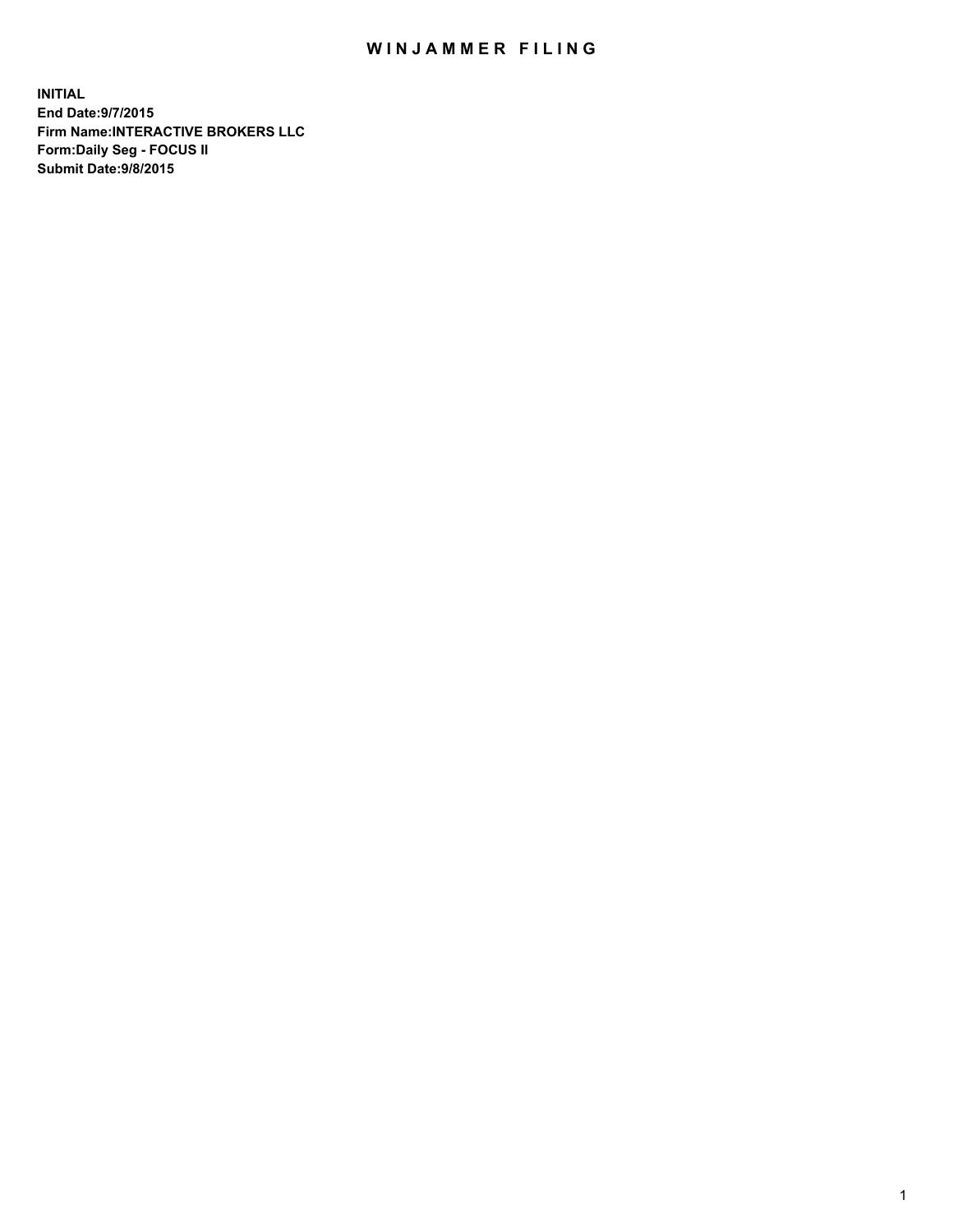# WINJAMMER FILING

**INITIAL**
**End Date:9/7/2015**
**Firm Name:INTERACTIVE BROKERS LLC**
**Form:Daily Seg - FOCUS II**
**Submit Date:9/8/2015**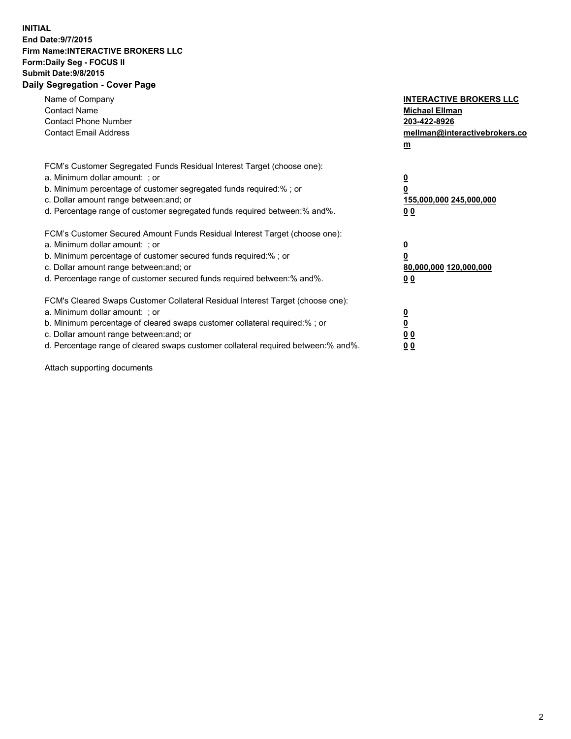**INITIAL**
**End Date:9/7/2015**
**Firm Name:INTERACTIVE BROKERS LLC**
**Form:Daily Seg - FOCUS II**
**Submit Date:9/8/2015**

## Daily Segregation - Cover Page

| | |
|---|---|
| Name of Company | **INTERACTIVE BROKERS LLC** |
| Contact Name | **Michael Ellman** |
| Contact Phone Number | **203-422-8926** |
| Contact Email Address | **mellman@interactivebrokers.com** |

FCM's Customer Segregated Funds Residual Interest Target (choose one):

| | |
|---|---|
| a. Minimum dollar amount: ; or | **0** |
| b. Minimum percentage of customer segregated funds required:% ; or | **0** |
| c. Dollar amount range between:and; or | **155,000,000 245,000,000** |
| d. Percentage range of customer segregated funds required between:% and%. | **0 0** |

FCM's Customer Secured Amount Funds Residual Interest Target (choose one):

| | |
|---|---|
| a. Minimum dollar amount: ; or | **0** |
| b. Minimum percentage of customer secured funds required:% ; or | **0** |
| c. Dollar amount range between:and; or | **80,000,000 120,000,000** |
| d. Percentage range of customer secured funds required between:% and%. | **0 0** |

FCM's Cleared Swaps Customer Collateral Residual Interest Target (choose one):

| | |
|---|---|
| a. Minimum dollar amount: ; or | **0** |
| b. Minimum percentage of cleared swaps customer collateral required:% ; or | **0** |
| c. Dollar amount range between:and; or | **0 0** |
| d. Percentage range of cleared swaps customer collateral required between:% and%. | **0 0** |

Attach supporting documents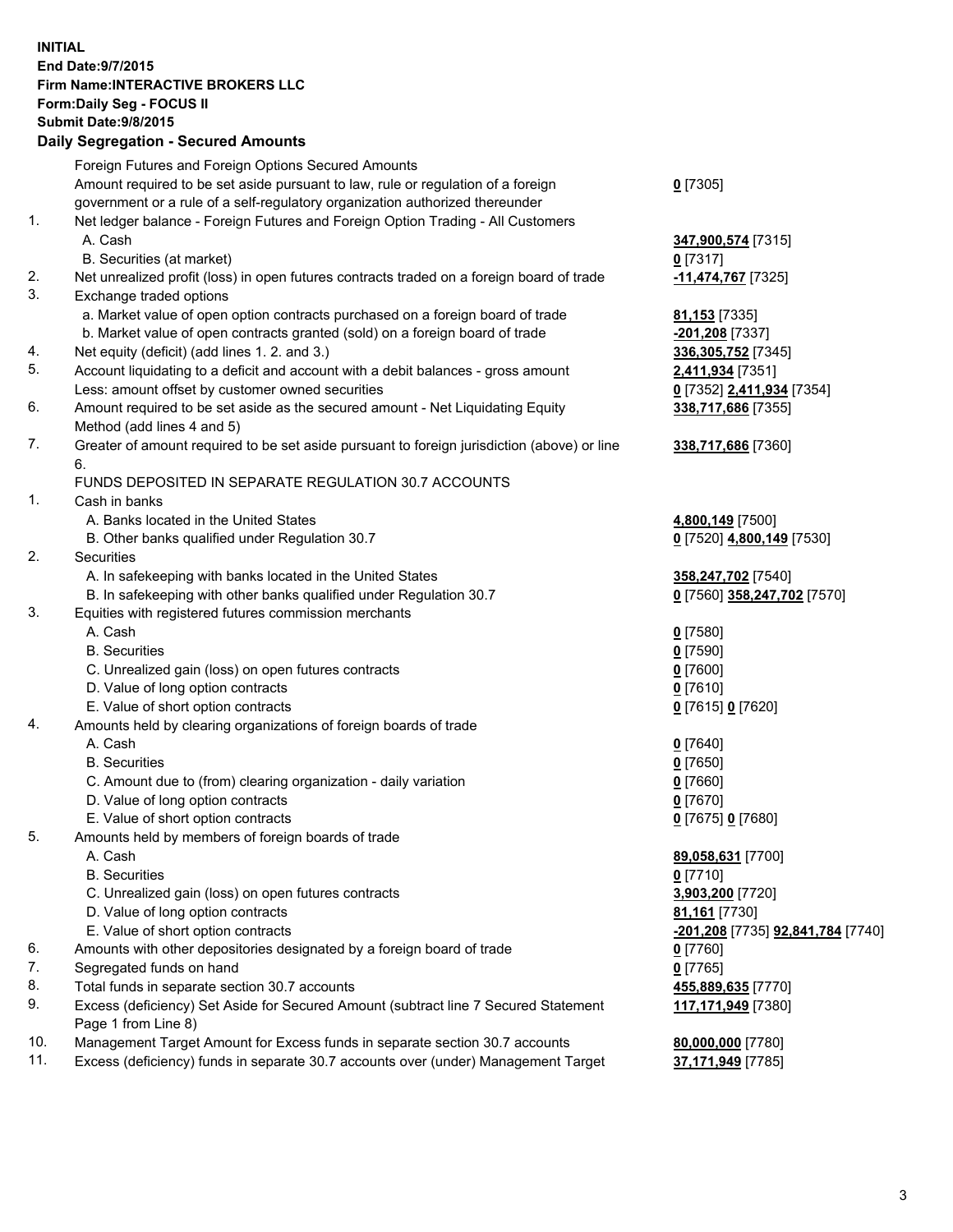**INITIAL**
**End Date:9/7/2015**
**Firm Name:INTERACTIVE BROKERS LLC**
**Form:Daily Seg - FOCUS II**
**Submit Date:9/8/2015**

## Daily Segregation - Secured Amounts

| | | |
|---|---|---|
| | Foreign Futures and Foreign Options Secured Amounts | |
| | Amount required to be set aside pursuant to law, rule or regulation of a foreign government or a rule of a self-regulatory organization authorized thereunder | **0** [7305] |
| 1. | Net ledger balance - Foreign Futures and Foreign Option Trading - All Customers | |
| | A. Cash | **347,900,574** [7315] |
| | B. Securities (at market) | **0** [7317] |
| 2. | Net unrealized profit (loss) in open futures contracts traded on a foreign board of trade | **-11,474,767** [7325] |
| 3. | Exchange traded options | |
| | a. Market value of open option contracts purchased on a foreign board of trade | **81,153** [7335] |
| | b. Market value of open contracts granted (sold) on a foreign board of trade | **-201,208** [7337] |
| 4. | Net equity (deficit) (add lines 1. 2. and 3.) | **336,305,752** [7345] |
| 5. | Account liquidating to a deficit and account with a debit balances - gross amount | **2,411,934** [7351] |
| | Less: amount offset by customer owned securities | **0** [7352] **2,411,934** [7354] |
| 6. | Amount required to be set aside as the secured amount - Net Liquidating Equity Method (add lines 4 and 5) | **338,717,686** [7355] |
| 7. | Greater of amount required to be set aside pursuant to foreign jurisdiction (above) or line 6. | **338,717,686** [7360] |
| | FUNDS DEPOSITED IN SEPARATE REGULATION 30.7 ACCOUNTS | |
| 1. | Cash in banks | |
| | A. Banks located in the United States | **4,800,149** [7500] |
| | B. Other banks qualified under Regulation 30.7 | **0** [7520] **4,800,149** [7530] |
| 2. | Securities | |
| | A. In safekeeping with banks located in the United States | **358,247,702** [7540] |
| | B. In safekeeping with other banks qualified under Regulation 30.7 | **0** [7560] **358,247,702** [7570] |
| 3. | Equities with registered futures commission merchants | |
| | A. Cash | **0** [7580] |
| | B. Securities | **0** [7590] |
| | C. Unrealized gain (loss) on open futures contracts | **0** [7600] |
| | D. Value of long option contracts | **0** [7610] |
| | E. Value of short option contracts | **0** [7615] **0** [7620] |
| 4. | Amounts held by clearing organizations of foreign boards of trade | |
| | A. Cash | **0** [7640] |
| | B. Securities | **0** [7650] |
| | C. Amount due to (from) clearing organization - daily variation | **0** [7660] |
| | D. Value of long option contracts | **0** [7670] |
| | E. Value of short option contracts | **0** [7675] **0** [7680] |
| 5. | Amounts held by members of foreign boards of trade | |
| | A. Cash | **89,058,631** [7700] |
| | B. Securities | **0** [7710] |
| | C. Unrealized gain (loss) on open futures contracts | **3,903,200** [7720] |
| | D. Value of long option contracts | **81,161** [7730] |
| | E. Value of short option contracts | **-201,208** [7735] **92,841,784** [7740] |
| 6. | Amounts with other depositories designated by a foreign board of trade | **0** [7760] |
| 7. | Segregated funds on hand | **0** [7765] |
| 8. | Total funds in separate section 30.7 accounts | **455,889,635** [7770] |
| 9. | Excess (deficiency) Set Aside for Secured Amount (subtract line 7 Secured Statement Page 1 from Line 8) | **117,171,949** [7380] |
| 10. | Management Target Amount for Excess funds in separate section 30.7 accounts | **80,000,000** [7780] |
| 11. | Excess (deficiency) funds in separate 30.7 accounts over (under) Management Target | **37,171,949** [7785] |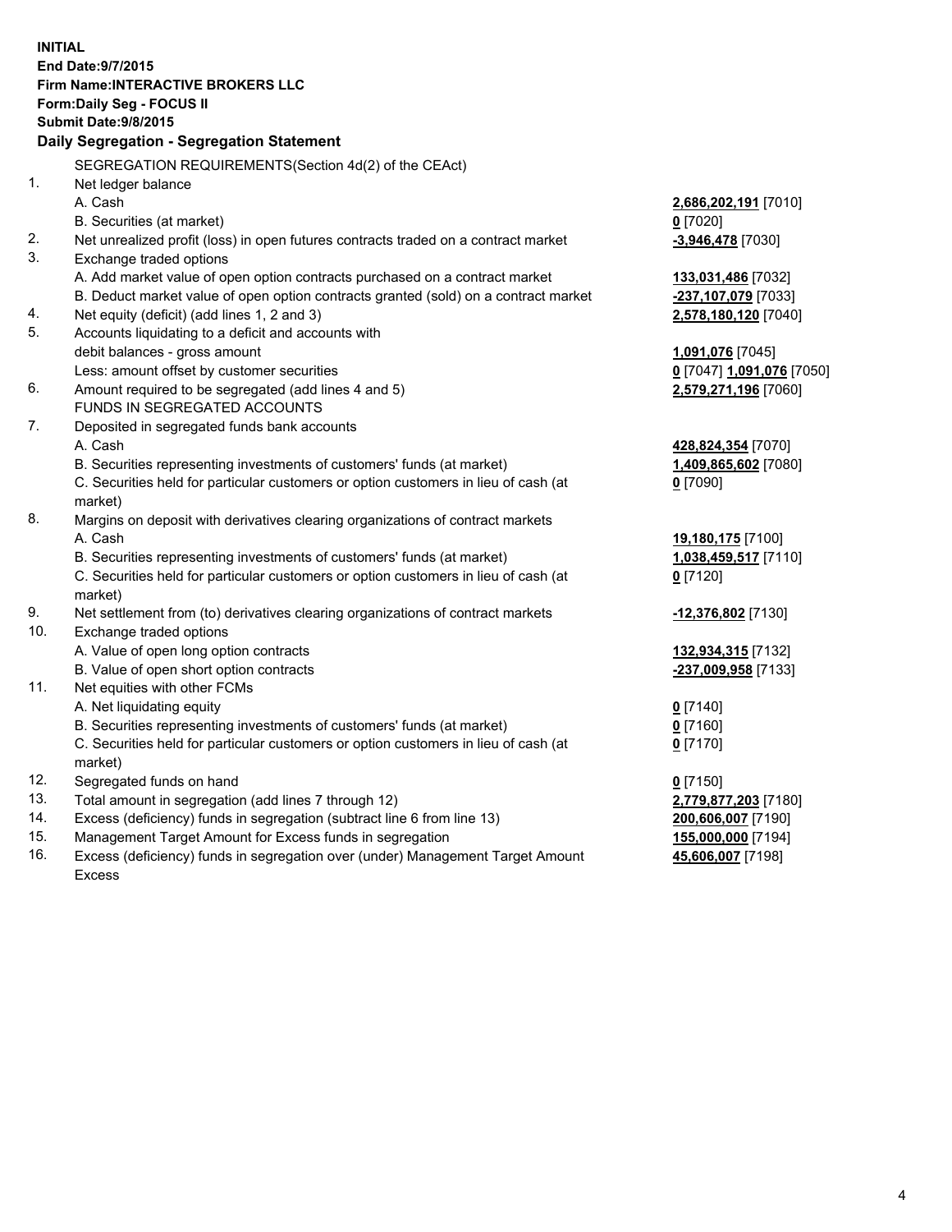**INITIAL**
**End Date:9/7/2015**
**Firm Name:INTERACTIVE BROKERS LLC**
**Form:Daily Seg - FOCUS II**
**Submit Date:9/8/2015**

**Daily Segregation - Segregation Statement**

| | | |
|---|---|---|
| | SEGREGATION REQUIREMENTS(Section 4d(2) of the CEAct) | |
| 1. | Net ledger balance | |
| | A. Cash | **2,686,202,191** [7010] |
| | B. Securities (at market) | **0** [7020] |
| 2. | Net unrealized profit (loss) in open futures contracts traded on a contract market | **-3,946,478** [7030] |
| 3. | Exchange traded options | |
| | A. Add market value of open option contracts purchased on a contract market | **133,031,486** [7032] |
| | B. Deduct market value of open option contracts granted (sold) on a contract market | **-237,107,079** [7033] |
| 4. | Net equity (deficit) (add lines 1, 2 and 3) | **2,578,180,120** [7040] |
| 5. | Accounts liquidating to a deficit and accounts with debit balances - gross amount | **1,091,076** [7045] |
| | Less: amount offset by customer securities | **0** [7047] **1,091,076** [7050] |
| 6. | Amount required to be segregated (add lines 4 and 5) | **2,579,271,196** [7060] |
| | FUNDS IN SEGREGATED ACCOUNTS | |
| 7. | Deposited in segregated funds bank accounts | |
| | A. Cash | **428,824,354** [7070] |
| | B. Securities representing investments of customers' funds (at market) | **1,409,865,602** [7080] |
| | C. Securities held for particular customers or option customers in lieu of cash (at market) | **0** [7090] |
| 8. | Margins on deposit with derivatives clearing organizations of contract markets | |
| | A. Cash | **19,180,175** [7100] |
| | B. Securities representing investments of customers' funds (at market) | **1,038,459,517** [7110] |
| | C. Securities held for particular customers or option customers in lieu of cash (at market) | **0** [7120] |
| 9. | Net settlement from (to) derivatives clearing organizations of contract markets | **-12,376,802** [7130] |
| 10. | Exchange traded options | |
| | A. Value of open long option contracts | **132,934,315** [7132] |
| | B. Value of open short option contracts | **-237,009,958** [7133] |
| 11. | Net equities with other FCMs | |
| | A. Net liquidating equity | **0** [7140] |
| | B. Securities representing investments of customers' funds (at market) | **0** [7160] |
| | C. Securities held for particular customers or option customers in lieu of cash (at market) | **0** [7170] |
| 12. | Segregated funds on hand | **0** [7150] |
| 13. | Total amount in segregation (add lines 7 through 12) | **2,779,877,203** [7180] |
| 14. | Excess (deficiency) funds in segregation (subtract line 6 from line 13) | **200,606,007** [7190] |
| 15. | Management Target Amount for Excess funds in segregation | **155,000,000** [7194] |
| 16. | Excess (deficiency) funds in segregation over (under) Management Target Amount Excess | **45,606,007** [7198] |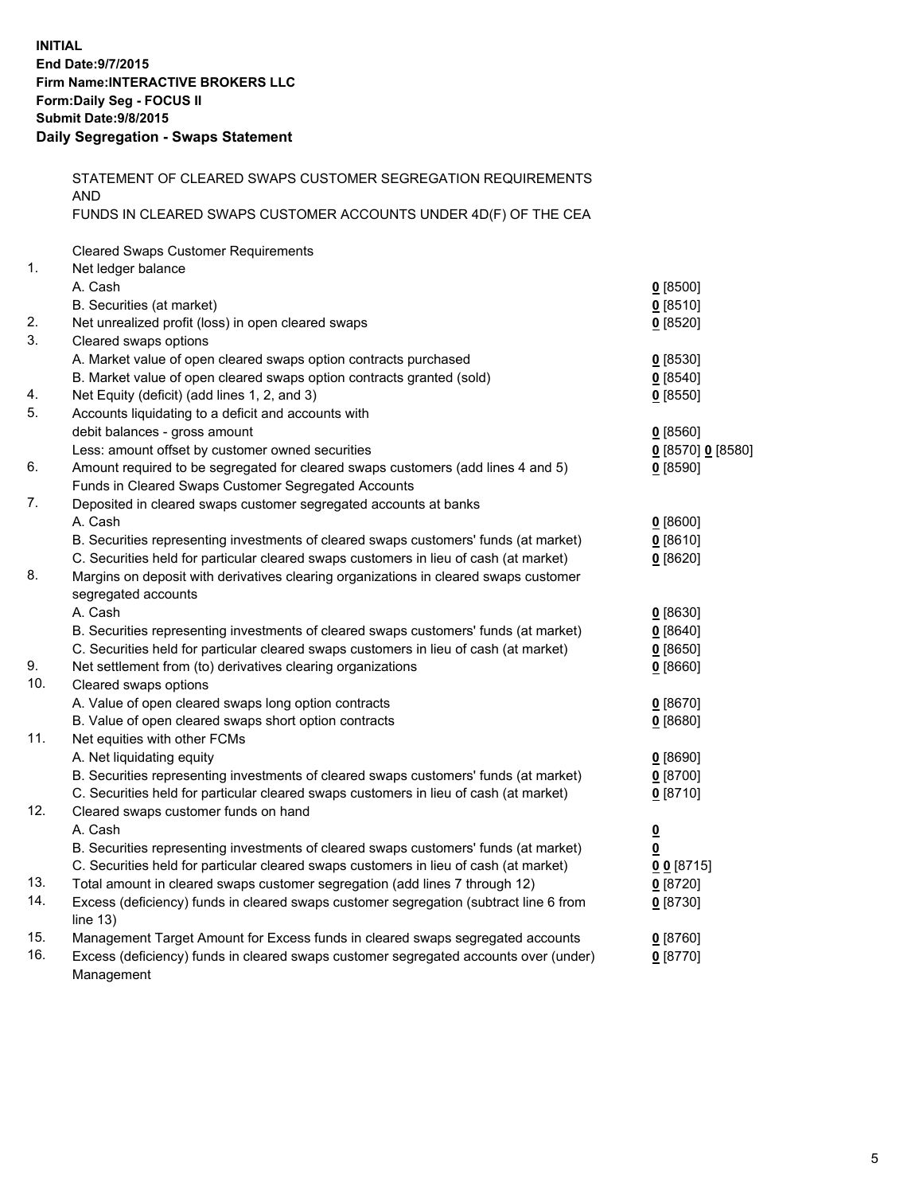**INITIAL**
**End Date:9/7/2015**
**Firm Name:INTERACTIVE BROKERS LLC**
**Form:Daily Seg - FOCUS II**
**Submit Date:9/8/2015**
**Daily Segregation - Swaps Statement**

STATEMENT OF CLEARED SWAPS CUSTOMER SEGREGATION REQUIREMENTS AND FUNDS IN CLEARED SWAPS CUSTOMER ACCOUNTS UNDER 4D(F) OF THE CEA

| | | |
|---|---|---|
| | Cleared Swaps Customer Requirements | |
| 1. | Net ledger balance | |
| | A. Cash | 0 [8500] |
| | B. Securities (at market) | 0 [8510] |
| 2. | Net unrealized profit (loss) in open cleared swaps | 0 [8520] |
| 3. | Cleared swaps options | |
| | A. Market value of open cleared swaps option contracts purchased | 0 [8530] |
| | B. Market value of open cleared swaps option contracts granted (sold) | 0 [8540] |
| 4. | Net Equity (deficit) (add lines 1, 2, and 3) | 0 [8550] |
| 5. | Accounts liquidating to a deficit and accounts with | |
| | debit balances - gross amount | 0 [8560] |
| | Less: amount offset by customer owned securities | 0 [8570] 0 [8580] |
| 6. | Amount required to be segregated for cleared swaps customers (add lines 4 and 5) | 0 [8590] |
| | Funds in Cleared Swaps Customer Segregated Accounts | |
| 7. | Deposited in cleared swaps customer segregated accounts at banks | |
| | A. Cash | 0 [8600] |
| | B. Securities representing investments of cleared swaps customers' funds (at market) | 0 [8610] |
| | C. Securities held for particular cleared swaps customers in lieu of cash (at market) | 0 [8620] |
| 8. | Margins on deposit with derivatives clearing organizations in cleared swaps customer segregated accounts | |
| | A. Cash | 0 [8630] |
| | B. Securities representing investments of cleared swaps customers' funds (at market) | 0 [8640] |
| | C. Securities held for particular cleared swaps customers in lieu of cash (at market) | 0 [8650] |
| 9. | Net settlement from (to) derivatives clearing organizations | 0 [8660] |
| 10. | Cleared swaps options | |
| | A. Value of open cleared swaps long option contracts | 0 [8670] |
| | B. Value of open cleared swaps short option contracts | 0 [8680] |
| 11. | Net equities with other FCMs | |
| | A. Net liquidating equity | 0 [8690] |
| | B. Securities representing investments of cleared swaps customers' funds (at market) | 0 [8700] |
| | C. Securities held for particular cleared swaps customers in lieu of cash (at market) | 0 [8710] |
| 12. | Cleared swaps customer funds on hand | |
| | A. Cash | 0 |
| | B. Securities representing investments of cleared swaps customers' funds (at market) | 0 |
| | C. Securities held for particular cleared swaps customers in lieu of cash (at market) | 0 0 [8715] |
| 13. | Total amount in cleared swaps customer segregation (add lines 7 through 12) | 0 [8720] |
| 14. | Excess (deficiency) funds in cleared swaps customer segregation (subtract line 6 from line 13) | 0 [8730] |
| 15. | Management Target Amount for Excess funds in cleared swaps segregated accounts | 0 [8760] |
| 16. | Excess (deficiency) funds in cleared swaps customer segregated accounts over (under) Management | 0 [8770] |